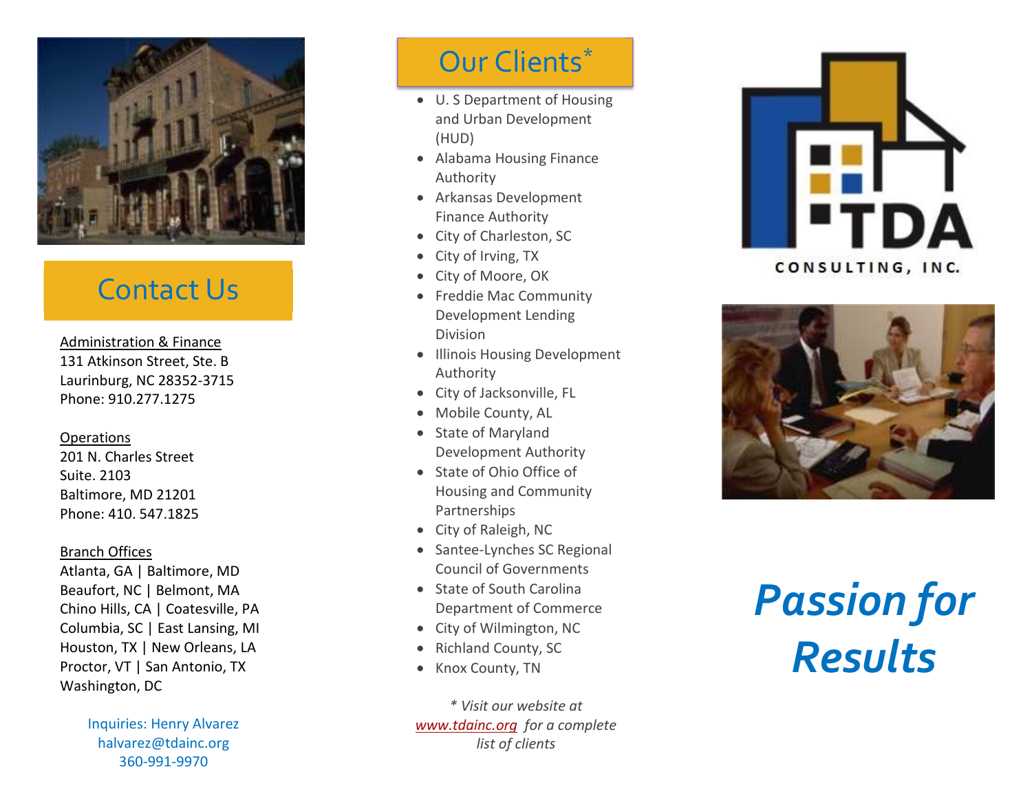## Contact Us

Administration & Finance
131 Atkinson Street, Ste. B
Laurinburg, NC 28352-3715
Phone: 910.277.1275

Operations
201 N. Charles Street
Suite. 2103
Baltimore, MD 21201
Phone: 410. 547.1825

Branch Offices
Atlanta, GA | Baltimore, MD
Beaufort, NC | Belmont, MA
Chino Hills, CA | Coatesville, PA
Columbia, SC | East Lansing, MI
Houston, TX | New Orleans, LA
Proctor, VT | San Antonio, TX
Washington, DC

Inquiries: Henry Alvarez
halvarez@tdainc.org
360-991-9970

## Our Clients*

- U. S Department of Housing and Urban Development (HUD)
- Alabama Housing Finance Authority
- Arkansas Development Finance Authority
- City of Charleston, SC
- City of Irving, TX
- City of Moore, OK
- Freddie Mac Community Development Lending Division
- Illinois Housing Development Authority
- City of Jacksonville, FL
- Mobile County, AL
- State of Maryland Development Authority
- State of Ohio Office of Housing and Community Partnerships
- City of Raleigh, NC
- Santee-Lynches SC Regional Council of Governments
- State of South Carolina Department of Commerce
- City of Wilmington, NC
- Richland County, SC
- Knox County, TN

*\* Visit our website at www.tdainc.org for a complete list of clients*

TDA
CONSULTING, INC.

# *Passion for Results*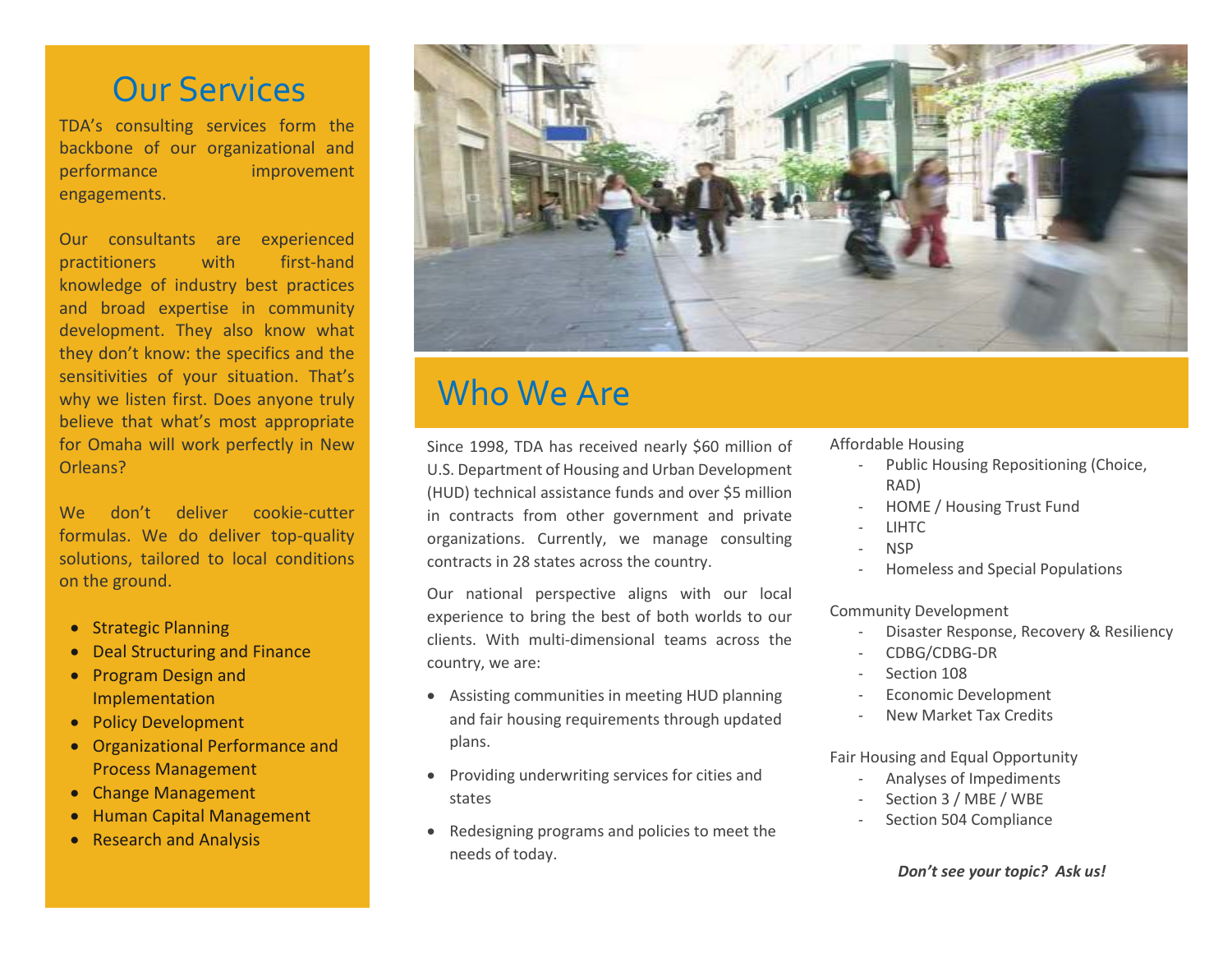# Our Services

TDA's consulting services form the backbone of our organizational and performance improvement engagements.

Our consultants are experienced practitioners with first-hand knowledge of industry best practices and broad expertise in community development. They also know what they don't know: the specifics and the sensitivities of your situation. That's why we listen first. Does anyone truly believe that what's most appropriate for Omaha will work perfectly in New Orleans?

We don't deliver cookie-cutter formulas. We do deliver top-quality solutions, tailored to local conditions on the ground.

- Strategic Planning
- Deal Structuring and Finance
- Program Design and Implementation
- Policy Development
- Organizational Performance and Process Management
- Change Management
- Human Capital Management
- Research and Analysis

# Who We Are

Since 1998, TDA has received nearly $60 million of U.S. Department of Housing and Urban Development (HUD) technical assistance funds and over $5 million in contracts from other government and private organizations. Currently, we manage consulting contracts in 28 states across the country.

Our national perspective aligns with our local experience to bring the best of both worlds to our clients. With multi-dimensional teams across the country, we are:

- Assisting communities in meeting HUD planning and fair housing requirements through updated plans.
- Providing underwriting services for cities and states
- Redesigning programs and policies to meet the needs of today.

Affordable Housing

- Public Housing Repositioning (Choice, RAD)
- HOME / Housing Trust Fund
- LIHTC
- NSP
- Homeless and Special Populations

Community Development

- Disaster Response, Recovery & Resiliency
- CDBG/CDBG-DR
- Section 108
- Economic Development
- New Market Tax Credits

Fair Housing and Equal Opportunity

- Analyses of Impediments
- Section 3 / MBE / WBE
- Section 504 Compliance

***Don't see your topic? Ask us!***